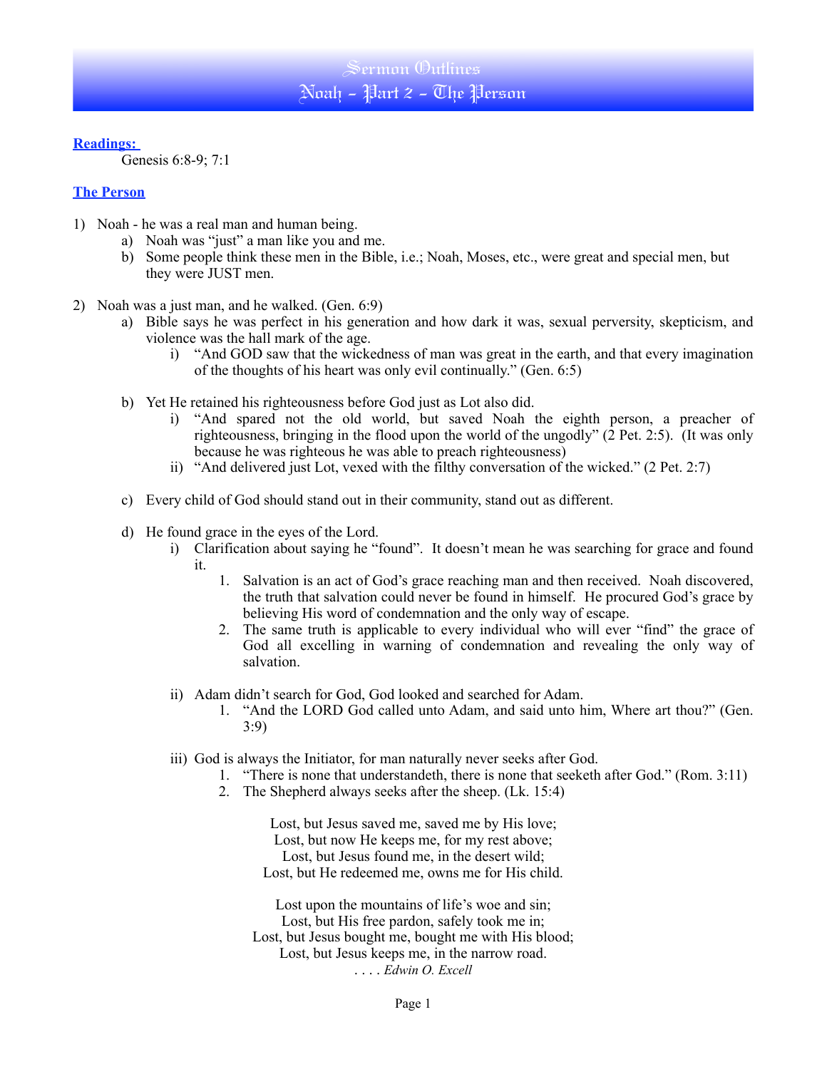# Sermon Outlines
# Noah - Part 2 - The Person

**Readings:**

Genesis 6:8-9; 7:1

**The Person**

1) Noah - he was a real man and human being.
   a) Noah was "just" a man like you and me.
   b) Some people think these men in the Bible, i.e.; Noah, Moses, etc., were great and special men, but they were JUST men.

2) Noah was a just man, and he walked. (Gen. 6:9)
   a) Bible says he was perfect in his generation and how dark it was, sexual perversity, skepticism, and violence was the hall mark of the age.
      i) "And GOD saw that the wickedness of man was great in the earth, and that every imagination of the thoughts of his heart was only evil continually." (Gen. 6:5)

   b) Yet He retained his righteousness before God just as Lot also did.
      i) "And spared not the old world, but saved Noah the eighth person, a preacher of righteousness, bringing in the flood upon the world of the ungodly" (2 Pet. 2:5). (It was only because he was righteous he was able to preach righteousness)
      ii) "And delivered just Lot, vexed with the filthy conversation of the wicked." (2 Pet. 2:7)

   c) Every child of God should stand out in their community, stand out as different.

   d) He found grace in the eyes of the Lord.
      i) Clarification about saying he "found". It doesn't mean he was searching for grace and found it.
         1. Salvation is an act of God's grace reaching man and then received. Noah discovered, the truth that salvation could never be found in himself. He procured God's grace by believing His word of condemnation and the only way of escape.
         2. The same truth is applicable to every individual who will ever "find" the grace of God all excelling in warning of condemnation and revealing the only way of salvation.

      ii) Adam didn't search for God, God looked and searched for Adam.
         1. "And the LORD God called unto Adam, and said unto him, Where art thou?" (Gen. 3:9)

      iii) God is always the Initiator, for man naturally never seeks after God.
         1. "There is none that understandeth, there is none that seeketh after God." (Rom. 3:11)
         2. The Shepherd always seeks after the sheep. (Lk. 15:4)

Lost, but Jesus saved me, saved me by His love;
Lost, but now He keeps me, for my rest above;
Lost, but Jesus found me, in the desert wild;
Lost, but He redeemed me, owns me for His child.

Lost upon the mountains of life's woe and sin;
Lost, but His free pardon, safely took me in;
Lost, but Jesus bought me, bought me with His blood;
Lost, but Jesus keeps me, in the narrow road.

. . . . *Edwin O. Excell*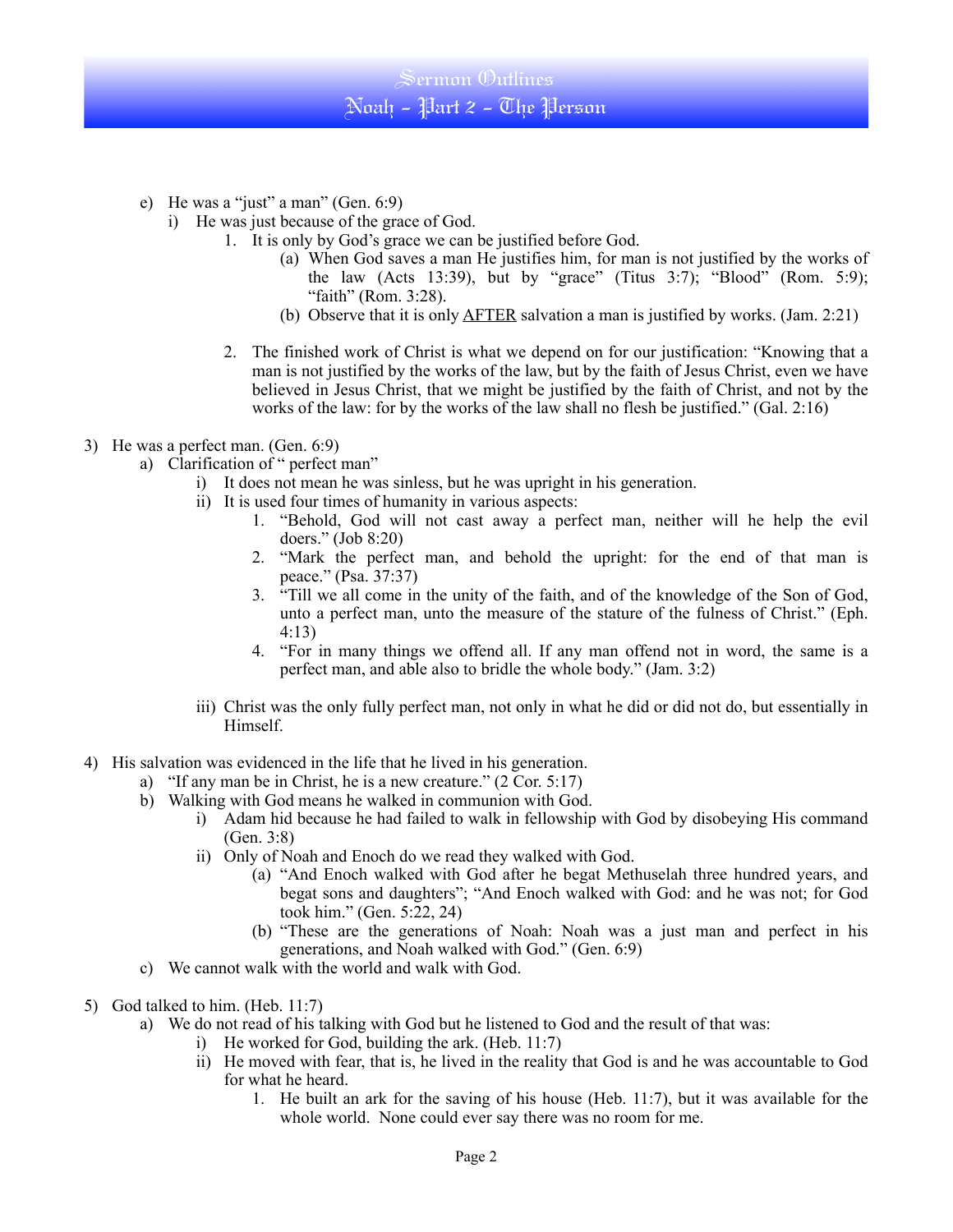e) He was a "just" a man" (Gen. 6:9)
   i) He was just because of the grace of God.
      1. It is only by God's grace we can be justified before God.
         (a) When God saves a man He justifies him, for man is not justified by the works of the law (Acts 13:39), but by "grace" (Titus 3:7); "Blood" (Rom. 5:9); "faith" (Rom. 3:28).
         (b) Observe that it is only <u>AFTER</u> salvation a man is justified by works. (Jam. 2:21)

      2. The finished work of Christ is what we depend on for our justification: "Knowing that a man is not justified by the works of the law, but by the faith of Jesus Christ, even we have believed in Jesus Christ, that we might be justified by the faith of Christ, and not by the works of the law: for by the works of the law shall no flesh be justified." (Gal. 2:16)

3) He was a perfect man. (Gen. 6:9)
   a) Clarification of " perfect man"
      i) It does not mean he was sinless, but he was upright in his generation.
      ii) It is used four times of humanity in various aspects:
         1. "Behold, God will not cast away a perfect man, neither will he help the evil doers." (Job 8:20)
         2. "Mark the perfect man, and behold the upright: for the end of that man is peace." (Psa. 37:37)
         3. "Till we all come in the unity of the faith, and of the knowledge of the Son of God, unto a perfect man, unto the measure of the stature of the fulness of Christ." (Eph. 4:13)
         4. "For in many things we offend all. If any man offend not in word, the same is a perfect man, and able also to bridle the whole body." (Jam. 3:2)

      iii) Christ was the only fully perfect man, not only in what he did or did not do, but essentially in Himself.

4) His salvation was evidenced in the life that he lived in his generation.
   a) "If any man be in Christ, he is a new creature." (2 Cor. 5:17)
   b) Walking with God means he walked in communion with God.
      i) Adam hid because he had failed to walk in fellowship with God by disobeying His command (Gen. 3:8)
      ii) Only of Noah and Enoch do we read they walked with God.
         (a) "And Enoch walked with God after he begat Methuselah three hundred years, and begat sons and daughters"; "And Enoch walked with God: and he was not; for God took him." (Gen. 5:22, 24)
         (b) "These are the generations of Noah: Noah was a just man and perfect in his generations, and Noah walked with God." (Gen. 6:9)
   c) We cannot walk with the world and walk with God.

5) God talked to him. (Heb. 11:7)
   a) We do not read of his talking with God but he listened to God and the result of that was:
      i) He worked for God, building the ark. (Heb. 11:7)
      ii) He moved with fear, that is, he lived in the reality that God is and he was accountable to God for what he heard.
         1. He built an ark for the saving of his house (Heb. 11:7), but it was available for the whole world. None could ever say there was no room for me.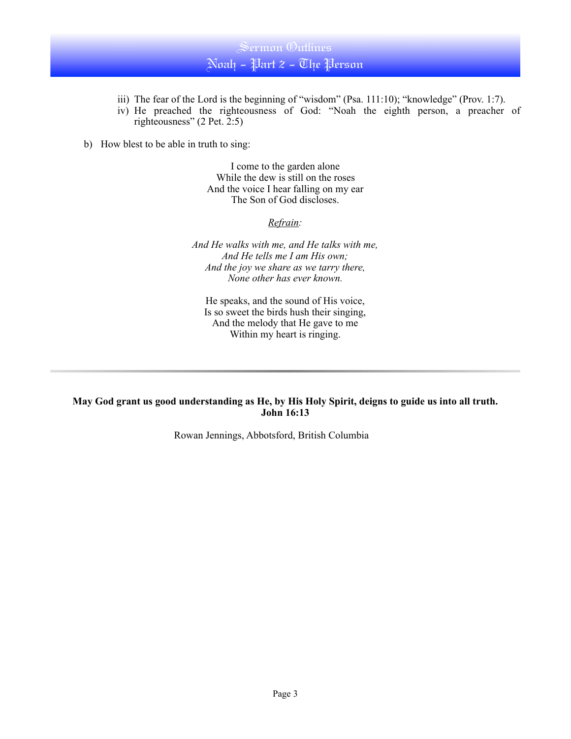iii) The fear of the Lord is the beginning of "wisdom" (Psa. 111:10); "knowledge" (Prov. 1:7).

iv) He preached the righteousness of God: "Noah the eighth person, a preacher of righteousness" (2 Pet. 2:5)

b) How blest to be able in truth to sing:

I come to the garden alone  
While the dew is still on the roses  
And the voice I hear falling on my ear  
The Son of God discloses.

<u>Refrain</u>:

*And He walks with me, and He talks with me,*  
*And He tells me I am His own;*  
*And the joy we share as we tarry there,*  
*None other has ever known.*

He speaks, and the sound of His voice,  
Is so sweet the birds hush their singing,  
And the melody that He gave to me  
Within my heart is ringing.

---

**May God grant us good understanding as He, by His Holy Spirit, deigns to guide us into all truth. John 16:13**

Rowan Jennings, Abbotsford, British Columbia